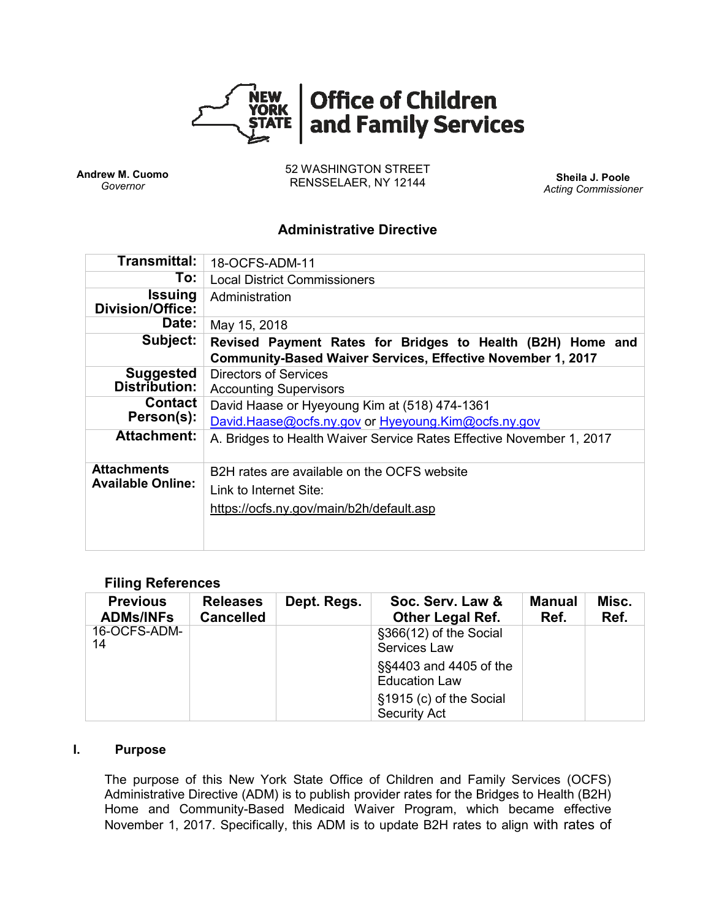**Office of Children and Family Services**

**Andrew M. Cuomo**
*Governor*

52 WASHINGTON STREET
RENSSELAER, NY 12144

**Sheila J. Poole**
*Acting Commissioner*

## Administrative Directive

| | |
|---|---|
| **Transmittal:** | 18-OCFS-ADM-11 |
| **To:** | Local District Commissioners |
| **Issuing Division/Office:** | Administration |
| **Date:** | May 15, 2018 |
| **Subject:** | **Revised Payment Rates for Bridges to Health (B2H) Home and Community-Based Waiver Services, Effective November 1, 2017** |
| **Suggested Distribution:** | Directors of Services<br>Accounting Supervisors |
| **Contact Person(s):** | David Haase or Hyeyoung Kim at (518) 474-1361<br>David.Haase@ocfs.ny.gov or Hyeyoung.Kim@ocfs.ny.gov |
| **Attachment:** | A. Bridges to Health Waiver Service Rates Effective November 1, 2017 |
| **Attachments Available Online:** | B2H rates are available on the OCFS website<br>Link to Internet Site:<br>https://ocfs.ny.gov/main/b2h/default.asp |

### Filing References

| Previous ADMs/INFs | Releases Cancelled | Dept. Regs. | Soc. Serv. Law & Other Legal Ref. | Manual Ref. | Misc. Ref. |
|---|---|---|---|---|---|
| 16-OCFS-ADM-14 | | | §366(12) of the Social Services Law<br>§§4403 and 4405 of the Education Law<br>§1915 (c) of the Social Security Act | | |

## I. Purpose

The purpose of this New York State Office of Children and Family Services (OCFS) Administrative Directive (ADM) is to publish provider rates for the Bridges to Health (B2H) Home and Community-Based Medicaid Waiver Program, which became effective November 1, 2017. Specifically, this ADM is to update B2H rates to align with rates of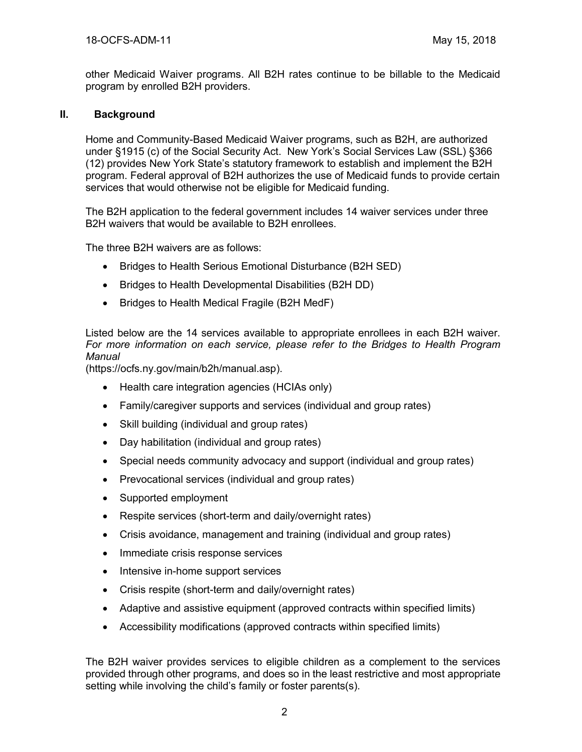other Medicaid Waiver programs. All B2H rates continue to be billable to the Medicaid program by enrolled B2H providers.

## II. Background

Home and Community-Based Medicaid Waiver programs, such as B2H, are authorized under §1915 (c) of the Social Security Act. New York's Social Services Law (SSL) §366 (12) provides New York State's statutory framework to establish and implement the B2H program. Federal approval of B2H authorizes the use of Medicaid funds to provide certain services that would otherwise not be eligible for Medicaid funding.

The B2H application to the federal government includes 14 waiver services under three B2H waivers that would be available to B2H enrollees.

The three B2H waivers are as follows:

- Bridges to Health Serious Emotional Disturbance (B2H SED)
- Bridges to Health Developmental Disabilities (B2H DD)
- Bridges to Health Medical Fragile (B2H MedF)

Listed below are the 14 services available to appropriate enrollees in each B2H waiver. *For more information on each service, please refer to the Bridges to Health Program Manual* (https://ocfs.ny.gov/main/b2h/manual.asp).

- Health care integration agencies (HCIAs only)
- Family/caregiver supports and services (individual and group rates)
- Skill building (individual and group rates)
- Day habilitation (individual and group rates)
- Special needs community advocacy and support (individual and group rates)
- Prevocational services (individual and group rates)
- Supported employment
- Respite services (short-term and daily/overnight rates)
- Crisis avoidance, management and training (individual and group rates)
- Immediate crisis response services
- Intensive in-home support services
- Crisis respite (short-term and daily/overnight rates)
- Adaptive and assistive equipment (approved contracts within specified limits)
- Accessibility modifications (approved contracts within specified limits)

The B2H waiver provides services to eligible children as a complement to the services provided through other programs, and does so in the least restrictive and most appropriate setting while involving the child's family or foster parents(s).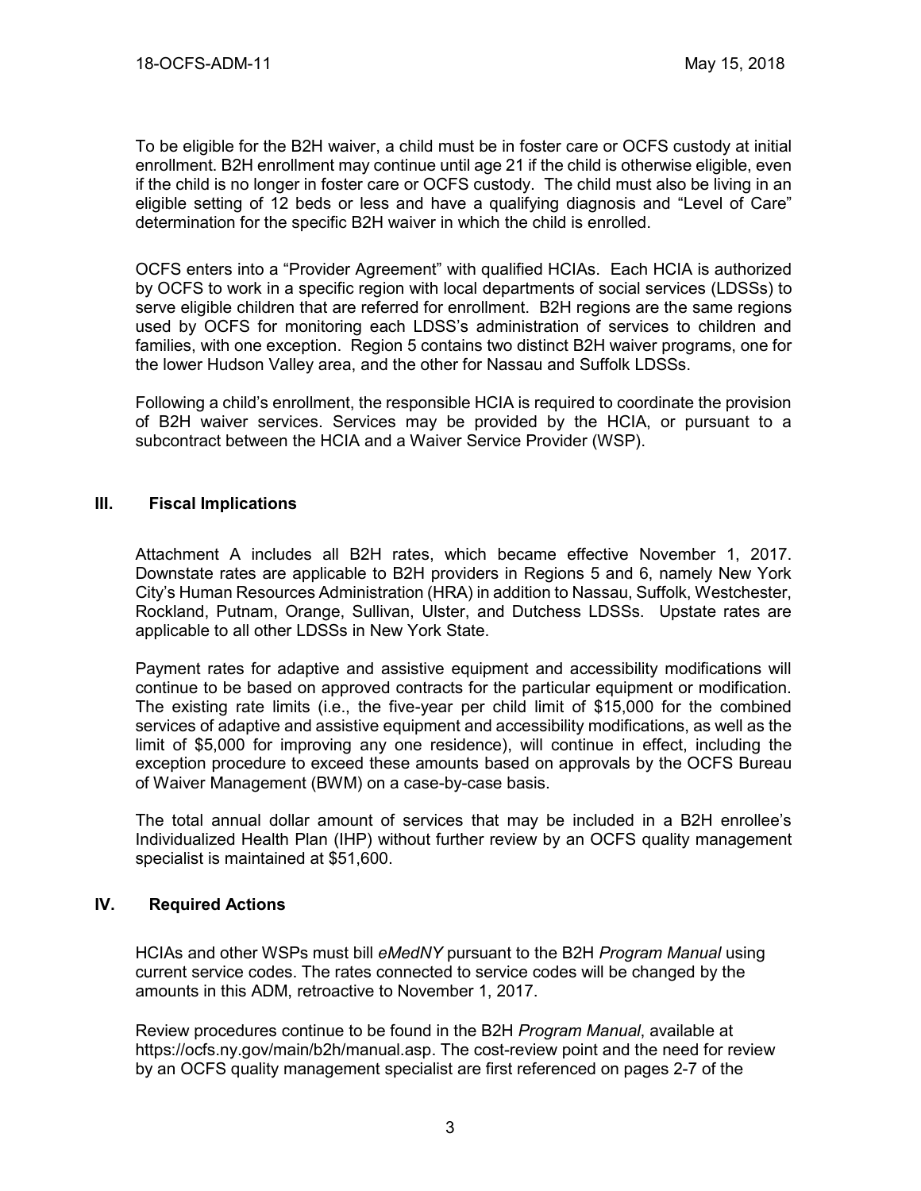To be eligible for the B2H waiver, a child must be in foster care or OCFS custody at initial enrollment. B2H enrollment may continue until age 21 if the child is otherwise eligible, even if the child is no longer in foster care or OCFS custody. The child must also be living in an eligible setting of 12 beds or less and have a qualifying diagnosis and "Level of Care" determination for the specific B2H waiver in which the child is enrolled.

OCFS enters into a "Provider Agreement" with qualified HCIAs. Each HCIA is authorized by OCFS to work in a specific region with local departments of social services (LDSSs) to serve eligible children that are referred for enrollment. B2H regions are the same regions used by OCFS for monitoring each LDSS's administration of services to children and families, with one exception. Region 5 contains two distinct B2H waiver programs, one for the lower Hudson Valley area, and the other for Nassau and Suffolk LDSSs.

Following a child's enrollment, the responsible HCIA is required to coordinate the provision of B2H waiver services. Services may be provided by the HCIA, or pursuant to a subcontract between the HCIA and a Waiver Service Provider (WSP).

## III. Fiscal Implications

Attachment A includes all B2H rates, which became effective November 1, 2017. Downstate rates are applicable to B2H providers in Regions 5 and 6, namely New York City's Human Resources Administration (HRA) in addition to Nassau, Suffolk, Westchester, Rockland, Putnam, Orange, Sullivan, Ulster, and Dutchess LDSSs. Upstate rates are applicable to all other LDSSs in New York State.

Payment rates for adaptive and assistive equipment and accessibility modifications will continue to be based on approved contracts for the particular equipment or modification. The existing rate limits (i.e., the five-year per child limit of $15,000 for the combined services of adaptive and assistive equipment and accessibility modifications, as well as the limit of $5,000 for improving any one residence), will continue in effect, including the exception procedure to exceed these amounts based on approvals by the OCFS Bureau of Waiver Management (BWM) on a case-by-case basis.

The total annual dollar amount of services that may be included in a B2H enrollee's Individualized Health Plan (IHP) without further review by an OCFS quality management specialist is maintained at $51,600.

## IV. Required Actions

HCIAs and other WSPs must bill *eMedNY* pursuant to the B2H *Program Manual* using current service codes. The rates connected to service codes will be changed by the amounts in this ADM, retroactive to November 1, 2017.

Review procedures continue to be found in the B2H *Program Manual*, available at https://ocfs.ny.gov/main/b2h/manual.asp. The cost-review point and the need for review by an OCFS quality management specialist are first referenced on pages 2-7 of the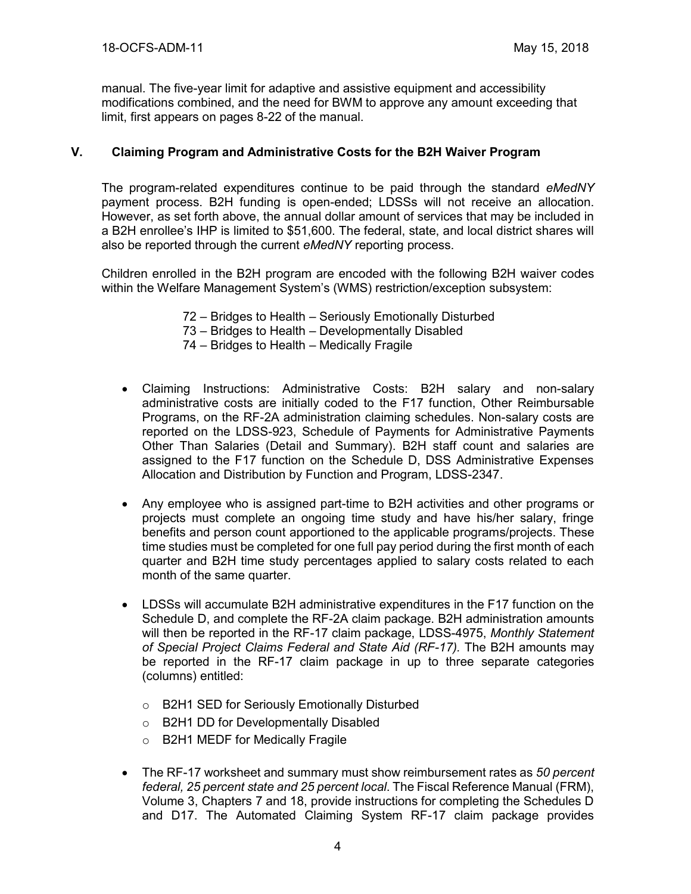manual. The five-year limit for adaptive and assistive equipment and accessibility modifications combined, and the need for BWM to approve any amount exceeding that limit, first appears on pages 8-22 of the manual.

## V. Claiming Program and Administrative Costs for the B2H Waiver Program

The program-related expenditures continue to be paid through the standard *eMedNY* payment process. B2H funding is open-ended; LDSSs will not receive an allocation. However, as set forth above, the annual dollar amount of services that may be included in a B2H enrollee's IHP is limited to $51,600. The federal, state, and local district shares will also be reported through the current *eMedNY* reporting process.

Children enrolled in the B2H program are encoded with the following B2H waiver codes within the Welfare Management System's (WMS) restriction/exception subsystem:

72 – Bridges to Health – Seriously Emotionally Disturbed
73 – Bridges to Health – Developmentally Disabled
74 – Bridges to Health – Medically Fragile

- Claiming Instructions: Administrative Costs: B2H salary and non-salary administrative costs are initially coded to the F17 function, Other Reimbursable Programs, on the RF-2A administration claiming schedules. Non-salary costs are reported on the LDSS-923, Schedule of Payments for Administrative Payments Other Than Salaries (Detail and Summary). B2H staff count and salaries are assigned to the F17 function on the Schedule D, DSS Administrative Expenses Allocation and Distribution by Function and Program, LDSS-2347.

- Any employee who is assigned part-time to B2H activities and other programs or projects must complete an ongoing time study and have his/her salary, fringe benefits and person count apportioned to the applicable programs/projects. These time studies must be completed for one full pay period during the first month of each quarter and B2H time study percentages applied to salary costs related to each month of the same quarter.

- LDSSs will accumulate B2H administrative expenditures in the F17 function on the Schedule D, and complete the RF-2A claim package. B2H administration amounts will then be reported in the RF-17 claim package, LDSS-4975, *Monthly Statement of Special Project Claims Federal and State Aid (RF-17).* The B2H amounts may be reported in the RF-17 claim package in up to three separate categories (columns) entitled:
  - B2H1 SED for Seriously Emotionally Disturbed
  - B2H1 DD for Developmentally Disabled
  - B2H1 MEDF for Medically Fragile

- The RF-17 worksheet and summary must show reimbursement rates as *50 percent federal, 25 percent state and 25 percent local*. The Fiscal Reference Manual (FRM), Volume 3, Chapters 7 and 18, provide instructions for completing the Schedules D and D17. The Automated Claiming System RF-17 claim package provides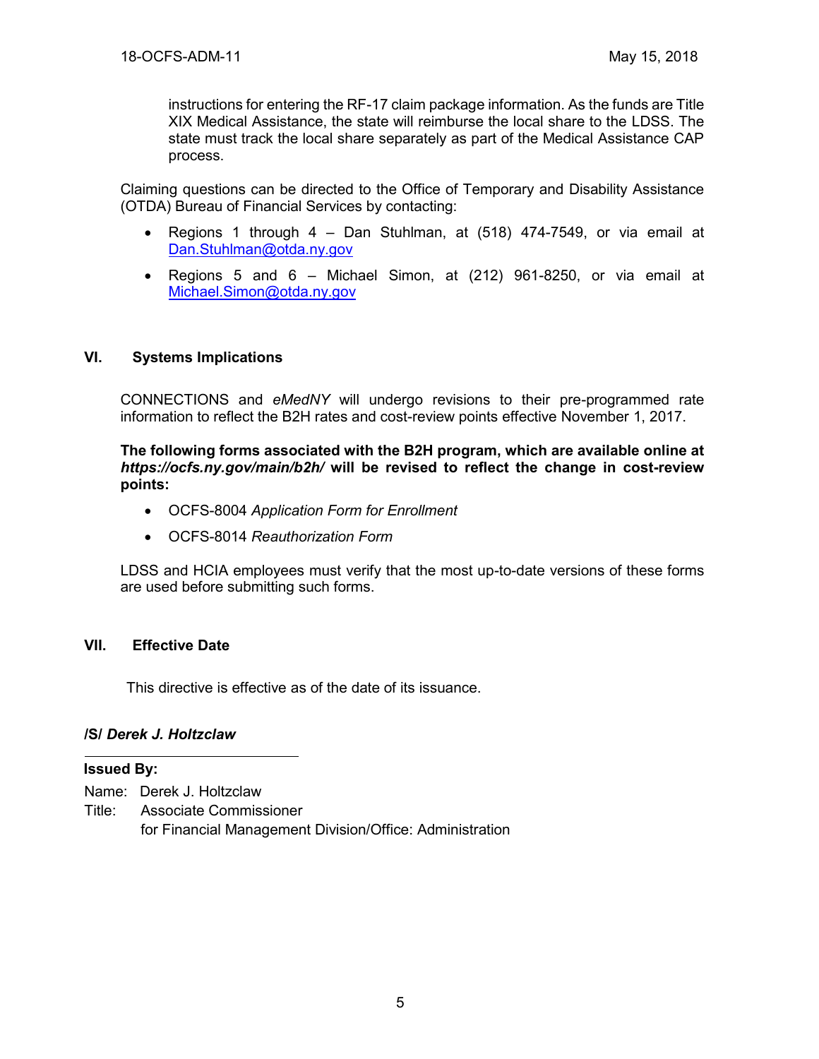instructions for entering the RF-17 claim package information. As the funds are Title XIX Medical Assistance, the state will reimburse the local share to the LDSS. The state must track the local share separately as part of the Medical Assistance CAP process.

Claiming questions can be directed to the Office of Temporary and Disability Assistance (OTDA) Bureau of Financial Services by contacting:

- Regions 1 through 4 – Dan Stuhlman, at (518) 474-7549, or via email at Dan.Stuhlman@otda.ny.gov
- Regions 5 and 6 – Michael Simon, at (212) 961-8250, or via email at Michael.Simon@otda.ny.gov

## VI. Systems Implications

CONNECTIONS and *eMedNY* will undergo revisions to their pre-programmed rate information to reflect the B2H rates and cost-review points effective November 1, 2017.

**The following forms associated with the B2H program, which are available online at *https://ocfs.ny.gov/main/b2h/* will be revised to reflect the change in cost-review points:**

- OCFS-8004 *Application Form for Enrollment*
- OCFS-8014 *Reauthorization Form*

LDSS and HCIA employees must verify that the most up-to-date versions of these forms are used before submitting such forms.

## VII. Effective Date

This directive is effective as of the date of its issuance.

***/S/ Derek J. Holtzclaw***

**Issued By:**

Name: Derek J. Holtzclaw
Title: Associate Commissioner
for Financial Management Division/Office: Administration